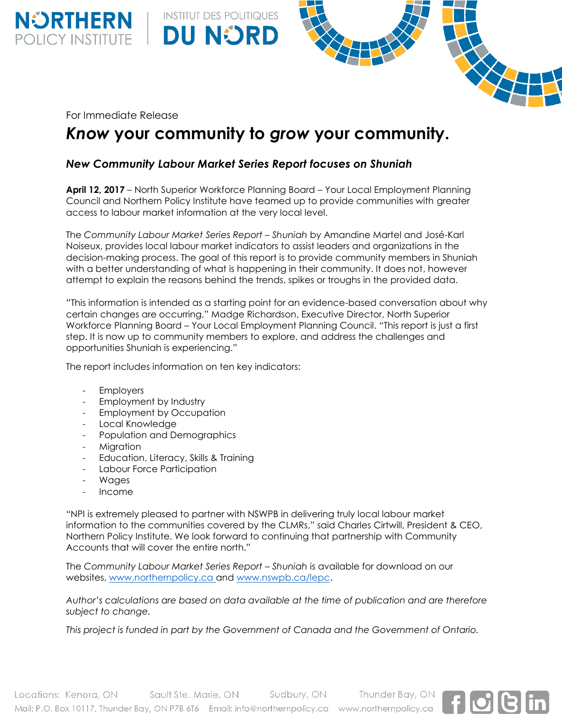For Immediate Release

# *Know* your community to *grow* your community.

### *New Community Labour Market Series Report focuses on Shuniah*

**April 12, 2017** – North Superior Workforce Planning Board – Your Local Employment Planning Council and Northern Policy Institute have teamed up to provide communities with greater access to labour market information at the very local level.

The *Community Labour Market Series Report – Shuniah* by Amandine Martel and José-Karl Noiseux, provides local labour market indicators to assist leaders and organizations in the decision-making process. The goal of this report is to provide community members in Shuniah with a better understanding of what is happening in their community. It does not, however attempt to explain the reasons behind the trends, spikes or troughs in the provided data.

"This information is intended as a starting point for an evidence-based conversation about why certain changes are occurring," Madge Richardson, Executive Director, North Superior Workforce Planning Board – Your Local Employment Planning Council. "This report is just a first step. It is now up to community members to explore, and address the challenges and opportunities Shuniah is experiencing."

The report includes information on ten key indicators:

- Employers
- Employment by Industry
- Employment by Occupation
- Local Knowledge
- Population and Demographics
- Migration
- Education, Literacy, Skills & Training
- Labour Force Participation
- Wages
- Income

"NPI is extremely pleased to partner with NSWPB in delivering truly local labour market information to the communities covered by the CLMRs," said Charles Cirtwill, President & CEO, Northern Policy Institute. We look forward to continuing that partnership with Community Accounts that will cover the entire north."

The *Community Labour Market Series Report – Shuniah* is available for download on our websites, www.northernpolicy.ca and www.nswpb.ca/lepc.

*Author's calculations are based on data available at the time of publication and are therefore subject to change.*

*This project is funded in part by the Government of Canada and the Government of Ontario.*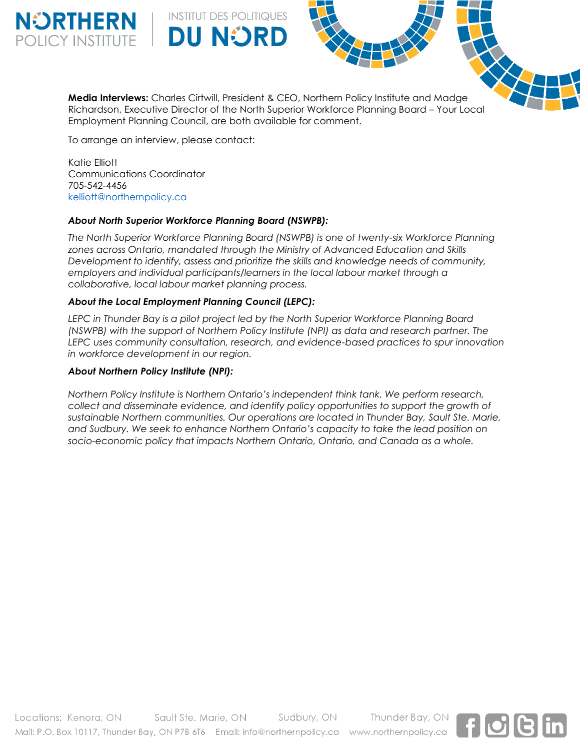**Media Interviews:** Charles Cirtwill, President & CEO, Northern Policy Institute and Madge Richardson, Executive Director of the North Superior Workforce Planning Board – Your Local Employment Planning Council, are both available for comment.

To arrange an interview, please contact:

Katie Elliott
Communications Coordinator
705-542-4456
kelliott@northernpolicy.ca

***About North Superior Workforce Planning Board (NSWPB):***

*The North Superior Workforce Planning Board (NSWPB) is one of twenty-six Workforce Planning zones across Ontario, mandated through the Ministry of Advanced Education and Skills Development to identify, assess and prioritize the skills and knowledge needs of community, employers and individual participants/learners in the local labour market through a collaborative, local labour market planning process.*

***About the Local Employment Planning Council (LEPC):***

*LEPC in Thunder Bay is a pilot project led by the North Superior Workforce Planning Board (NSWPB) with the support of Northern Policy Institute (NPI) as data and research partner. The LEPC uses community consultation, research, and evidence-based practices to spur innovation in workforce development in our region.*

***About Northern Policy Institute (NPI):***

*Northern Policy Institute is Northern Ontario's independent think tank. We perform research, collect and disseminate evidence, and identify policy opportunities to support the growth of sustainable Northern communities. Our operations are located in Thunder Bay, Sault Ste. Marie, and Sudbury. We seek to enhance Northern Ontario's capacity to take the lead position on socio-economic policy that impacts Northern Ontario, Ontario, and Canada as a whole.*